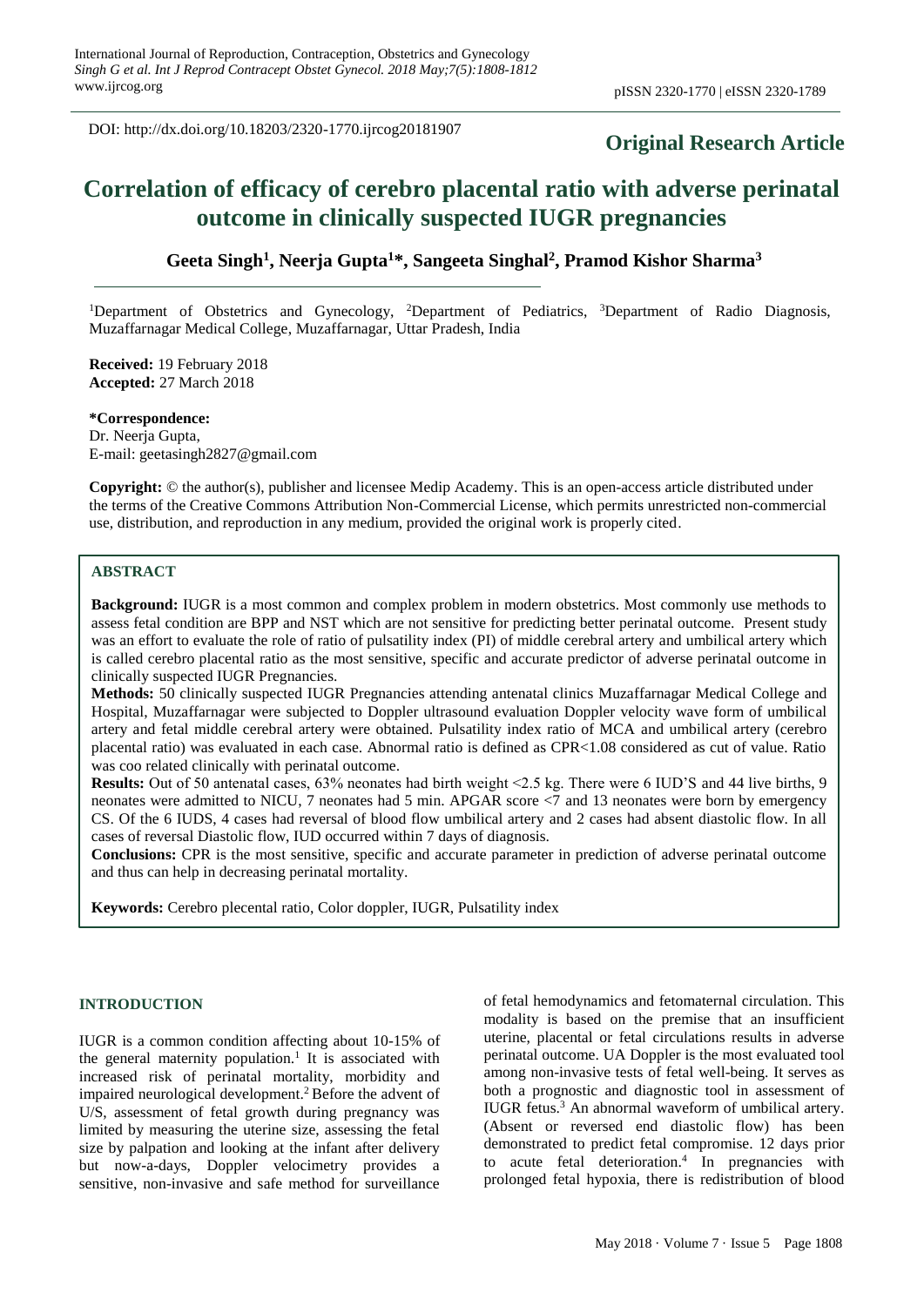DOI: http://dx.doi.org/10.18203/2320-1770.ijrcog20181907

**Original Research Article**

# Correlation of efficacy of cerebro placental ratio with adverse perinatal outcome in clinically suspected IUGR pregnancies

**Geeta Singh[1], Neerja Gupta[1]*, Sangeeta Singhal[2], Pramod Kishor Sharma[3]**

[1]Department of Obstetrics and Gynecology, [2]Department of Pediatrics, [3]Department of Radio Diagnosis, Muzaffarnagar Medical College, Muzaffarnagar, Uttar Pradesh, India

**Received:** 19 February 2018
**Accepted:** 27 March 2018

**\*Correspondence:**
Dr. Neerja Gupta,
E-mail: geetasingh2827@gmail.com

**Copyright:** © the author(s), publisher and licensee Medip Academy. This is an open-access article distributed under the terms of the Creative Commons Attribution Non-Commercial License, which permits unrestricted non-commercial use, distribution, and reproduction in any medium, provided the original work is properly cited.

## ABSTRACT

**Background:** IUGR is a most common and complex problem in modern obstetrics. Most commonly use methods to assess fetal condition are BPP and NST which are not sensitive for predicting better perinatal outcome. Present study was an effort to evaluate the role of ratio of pulsatility index (PI) of middle cerebral artery and umbilical artery which is called cerebro placental ratio as the most sensitive, specific and accurate predictor of adverse perinatal outcome in clinically suspected IUGR Pregnancies.

**Methods:** 50 clinically suspected IUGR Pregnancies attending antenatal clinics Muzaffarnagar Medical College and Hospital, Muzaffarnagar were subjected to Doppler ultrasound evaluation Doppler velocity wave form of umbilical artery and fetal middle cerebral artery were obtained. Pulsatility index ratio of MCA and umbilical artery (cerebro placental ratio) was evaluated in each case. Abnormal ratio is defined as CPR<1.08 considered as cut of value. Ratio was coo related clinically with perinatal outcome.

**Results:** Out of 50 antenatal cases, 63% neonates had birth weight <2.5 kg. There were 6 IUD'S and 44 live births, 9 neonates were admitted to NICU, 7 neonates had 5 min. APGAR score <7 and 13 neonates were born by emergency CS. Of the 6 IUDS, 4 cases had reversal of blood flow umbilical artery and 2 cases had absent diastolic flow. In all cases of reversal Diastolic flow, IUD occurred within 7 days of diagnosis.

**Conclusions:** CPR is the most sensitive, specific and accurate parameter in prediction of adverse perinatal outcome and thus can help in decreasing perinatal mortality.

**Keywords:** Cerebro plecental ratio, Color doppler, IUGR, Pulsatility index

## INTRODUCTION

IUGR is a common condition affecting about 10-15% of the general maternity population.[1] It is associated with increased risk of perinatal mortality, morbidity and impaired neurological development.[2] Before the advent of U/S, assessment of fetal growth during pregnancy was limited by measuring the uterine size, assessing the fetal size by palpation and looking at the infant after delivery but now-a-days, Doppler velocimetry provides a sensitive, non-invasive and safe method for surveillance of fetal hemodynamics and fetomaternal circulation. This modality is based on the premise that an insufficient uterine, placental or fetal circulations results in adverse perinatal outcome. UA Doppler is the most evaluated tool among non-invasive tests of fetal well-being. It serves as both a prognostic and diagnostic tool in assessment of IUGR fetus.[3] An abnormal waveform of umbilical artery. (Absent or reversed end diastolic flow) has been demonstrated to predict fetal compromise. 12 days prior to acute fetal deterioration.[4] In pregnancies with prolonged fetal hypoxia, there is redistribution of blood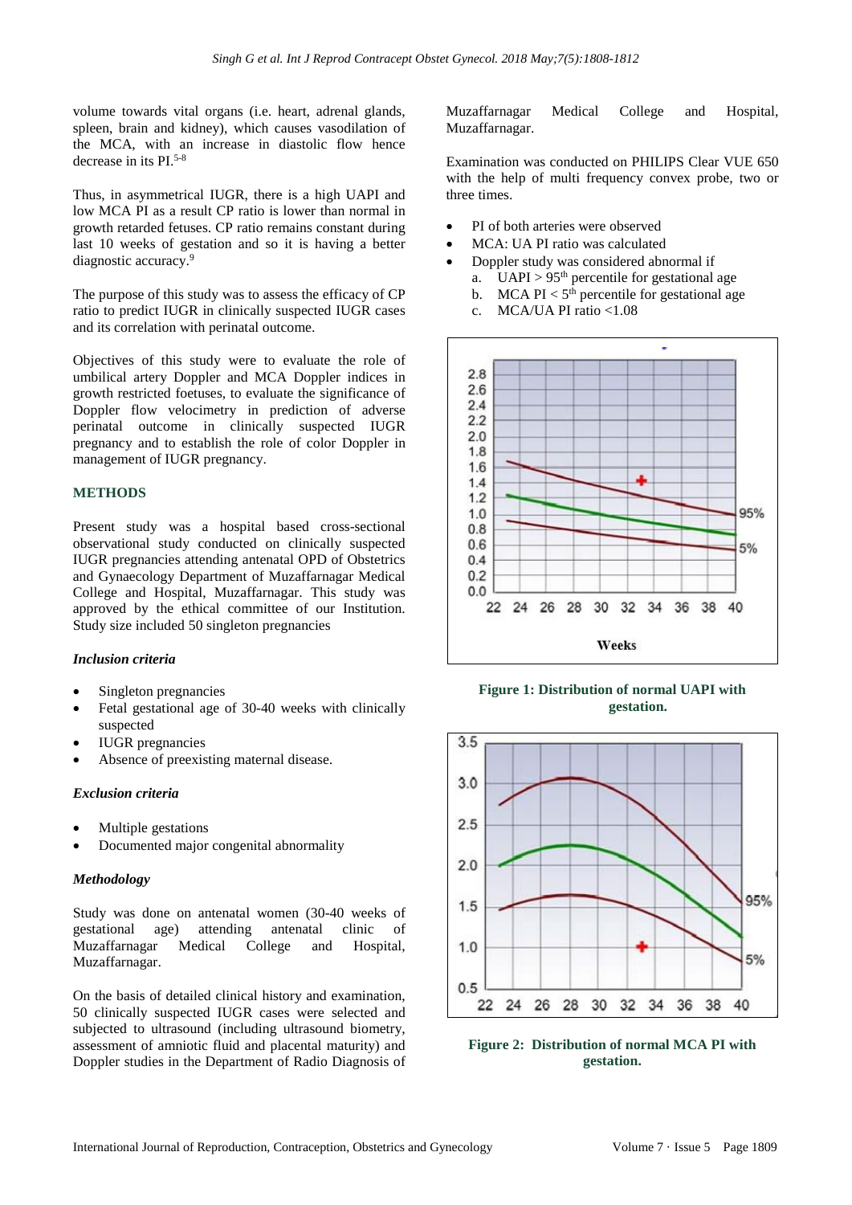volume towards vital organs (i.e. heart, adrenal glands, spleen, brain and kidney), which causes vasodilation of the MCA, with an increase in diastolic flow hence decrease in its PI.[5-8]

Thus, in asymmetrical IUGR, there is a high UAPI and low MCA PI as a result CP ratio is lower than normal in growth retarded fetuses. CP ratio remains constant during last 10 weeks of gestation and so it is having a better diagnostic accuracy.[9]

The purpose of this study was to assess the efficacy of CP ratio to predict IUGR in clinically suspected IUGR cases and its correlation with perinatal outcome.

Objectives of this study were to evaluate the role of umbilical artery Doppler and MCA Doppler indices in growth restricted foetuses, to evaluate the significance of Doppler flow velocimetry in prediction of adverse perinatal outcome in clinically suspected IUGR pregnancy and to establish the role of color Doppler in management of IUGR pregnancy.

## METHODS

Present study was a hospital based cross-sectional observational study conducted on clinically suspected IUGR pregnancies attending antenatal OPD of Obstetrics and Gynaecology Department of Muzaffarnagar Medical College and Hospital, Muzaffarnagar. This study was approved by the ethical committee of our Institution. Study size included 50 singleton pregnancies

### *Inclusion criteria*

- Singleton pregnancies
- Fetal gestational age of 30-40 weeks with clinically suspected
- IUGR pregnancies
- Absence of preexisting maternal disease.

### *Exclusion criteria*

- Multiple gestations
- Documented major congenital abnormality

### *Methodology*

Study was done on antenatal women (30-40 weeks of gestational age) attending antenatal clinic of Muzaffarnagar Medical College and Hospital, Muzaffarnagar.

On the basis of detailed clinical history and examination, 50 clinically suspected IUGR cases were selected and subjected to ultrasound (including ultrasound biometry, assessment of amniotic fluid and placental maturity) and Doppler studies in the Department of Radio Diagnosis of Muzaffarnagar Medical College and Hospital, Muzaffarnagar.

Examination was conducted on PHILIPS Clear VUE 650 with the help of multi frequency convex probe, two or three times.

- PI of both arteries were observed
- MCA: UA PI ratio was calculated
- Doppler study was considered abnormal if
  a. UAPI > 95th percentile for gestational age
  b. MCA PI < 5th percentile for gestational age
  c. MCA/UA PI ratio <1.08

**Figure 1: Distribution of normal UAPI with gestation.**

**Figure 2: Distribution of normal MCA PI with gestation.**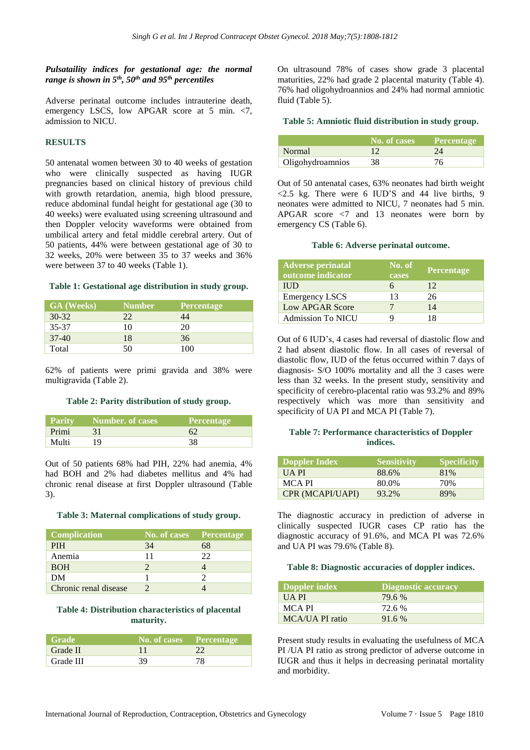***Pulsataility indices for gestational age: the normal range is shown in 5th, 50th and 95th percentiles***

Adverse perinatal outcome includes intrauterine death, emergency LSCS, low APGAR score at 5 min. <7, admission to NICU.

## RESULTS

50 antenatal women between 30 to 40 weeks of gestation who were clinically suspected as having IUGR pregnancies based on clinical history of previous child with growth retardation, anemia, high blood pressure, reduce abdominal fundal height for gestational age (30 to 40 weeks) were evaluated using screening ultrasound and then Doppler velocity waveforms were obtained from umbilical artery and fetal middle cerebral artery. Out of 50 patients, 44% were between gestational age of 30 to 32 weeks, 20% were between 35 to 37 weeks and 36% were between 37 to 40 weeks (Table 1).

**Table 1: Gestational age distribution in study group.**

| GA (Weeks) | Number | Percentage |
|---|---|---|
| 30-32 | 22 | 44 |
| 35-37 | 10 | 20 |
| 37-40 | 18 | 36 |
| Total | 50 | 100 |

62% of patients were primi gravida and 38% were multigravida (Table 2).

**Table 2: Parity distribution of study group.**

| Parity | Number. of cases | Percentage |
|---|---|---|
| Primi | 31 | 62 |
| Multi | 19 | 38 |

Out of 50 patients 68% had PIH, 22% had anemia, 4% had BOH and 2% had diabetes mellitus and 4% had chronic renal disease at first Doppler ultrasound (Table 3).

**Table 3: Maternal complications of study group.**

| Complication | No. of cases | Percentage |
|---|---|---|
| PIH | 34 | 68 |
| Anemia | 11 | 22 |
| BOH | 2 | 4 |
| DM | 1 | 2 |
| Chronic renal disease | 2 | 4 |

**Table 4: Distribution characteristics of placental maturity.**

| Grade | No. of cases | Percentage |
|---|---|---|
| Grade II | 11 | 22 |
| Grade III | 39 | 78 |

On ultrasound 78% of cases show grade 3 placental maturities, 22% had grade 2 placental maturity (Table 4). 76% had oligohydroannios and 24% had normal amniotic fluid (Table 5).

**Table 5: Amniotic fluid distribution in study group.**

| | No. of cases | Percentage |
|---|---|---|
| Normal | 12 | 24 |
| Oligohydroamnios | 38 | 76 |

Out of 50 antenatal cases, 63% neonates had birth weight <2.5 kg. There were 6 IUD'S and 44 live births, 9 neonates were admitted to NICU, 7 neonates had 5 min. APGAR score <7 and 13 neonates were born by emergency CS (Table 6).

**Table 6: Adverse perinatal outcome.**

| Adverse perinatal outcome indicator | No. of cases | Percentage |
|---|---|---|
| IUD | 6 | 12 |
| Emergency LSCS | 13 | 26 |
| Low APGAR Score | 7 | 14 |
| Admission To NICU | 9 | 18 |

Out of 6 IUD's, 4 cases had reversal of diastolic flow and 2 had absent diastolic flow. In all cases of reversal of diastolic flow, IUD of the fetus occurred within 7 days of diagnosis- S/O 100% mortality and all the 3 cases were less than 32 weeks. In the present study, sensitivity and specificity of cerebro-placental ratio was 93.2% and 89% respectively which was more than sensitivity and specificity of UA PI and MCA PI (Table 7).

**Table 7: Performance characteristics of Doppler indices.**

| Doppler Index | Sensitivity | Specificity |
|---|---|---|
| UA PI | 88.6% | 81% |
| MCA PI | 80.0% | 70% |
| CPR (MCAPI/UAPI) | 93.2% | 89% |

The diagnostic accuracy in prediction of adverse in clinically suspected IUGR cases CP ratio has the diagnostic accuracy of 91.6%, and MCA PI was 72.6% and UA PI was 79.6% (Table 8).

**Table 8: Diagnostic accuracies of doppler indices.**

| Doppler index | Diagnostic accuracy |
|---|---|
| UA PI | 79.6 % |
| MCA PI | 72.6 % |
| MCA/UA PI ratio | 91.6 % |

Present study results in evaluating the usefulness of MCA PI /UA PI ratio as strong predictor of adverse outcome in IUGR and thus it helps in decreasing perinatal mortality and morbidity.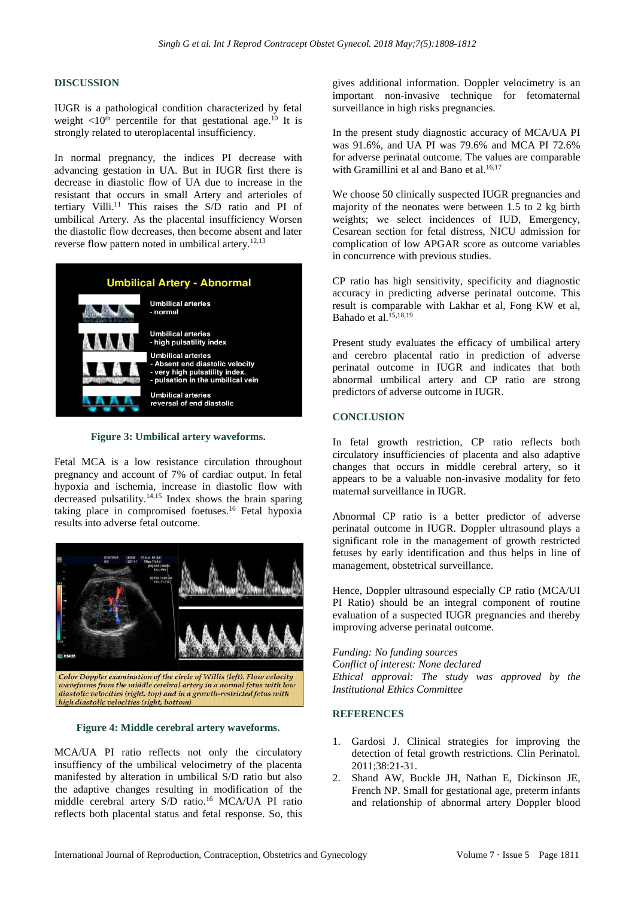## DISCUSSION

IUGR is a pathological condition characterized by fetal weight <10th percentile for that gestational age.[10] It is strongly related to uteroplacental insufficiency.

In normal pregnancy, the indices PI decrease with advancing gestation in UA. But in IUGR first there is decrease in diastolic flow of UA due to increase in the resistant that occurs in small Artery and arterioles of tertiary Villi.[11] This raises the S/D ratio and PI of umbilical Artery. As the placental insufficiency Worsen the diastolic flow decreases, then become absent and later reverse flow pattern noted in umbilical artery.[12,13]

**Figure 3: Umbilical artery waveforms.**

Fetal MCA is a low resistance circulation throughout pregnancy and account of 7% of cardiac output. In fetal hypoxia and ischemia, increase in diastolic flow with decreased pulsatility.[14,15] Index shows the brain sparing taking place in compromised foetuses.[16] Fetal hypoxia results into adverse fetal outcome.

*Color Doppler examination of the circle of Willis (left). Flow velocity waveforms from the middle cerebral artery in a normal fetus with low diastolic velocities (right, top) and in a growth-restricted fetus with high diastolic velocities (right, bottom)*

**Figure 4: Middle cerebral artery waveforms.**

MCA/UA PI ratio reflects not only the circulatory insuffiency of the umbilical velocimetry of the placenta manifested by alteration in umbilical S/D ratio but also the adaptive changes resulting in modification of the middle cerebral artery S/D ratio.[16] MCA/UA PI ratio reflects both placental status and fetal response. So, this gives additional information. Doppler velocimetry is an important non-invasive technique for fetomaternal surveillance in high risks pregnancies.

In the present study diagnostic accuracy of MCA/UA PI was 91.6%, and UA PI was 79.6% and MCA PI 72.6% for adverse perinatal outcome. The values are comparable with Gramillini et al and Bano et al.[16,17]

We choose 50 clinically suspected IUGR pregnancies and majority of the neonates were between 1.5 to 2 kg birth weights; we select incidences of IUD, Emergency, Cesarean section for fetal distress, NICU admission for complication of low APGAR score as outcome variables in concurrence with previous studies.

CP ratio has high sensitivity, specificity and diagnostic accuracy in predicting adverse perinatal outcome. This result is comparable with Lakhar et al, Fong KW et al, Bahado et al.[15,18,19]

Present study evaluates the efficacy of umbilical artery and cerebro placental ratio in prediction of adverse perinatal outcome in IUGR and indicates that both abnormal umbilical artery and CP ratio are strong predictors of adverse outcome in IUGR.

## CONCLUSION

In fetal growth restriction, CP ratio reflects both circulatory insufficiencies of placenta and also adaptive changes that occurs in middle cerebral artery, so it appears to be a valuable non-invasive modality for feto maternal surveillance in IUGR.

Abnormal CP ratio is a better predictor of adverse perinatal outcome in IUGR. Doppler ultrasound plays a significant role in the management of growth restricted fetuses by early identification and thus helps in line of management, obstetrical surveillance.

Hence, Doppler ultrasound especially CP ratio (MCA/UI PI Ratio) should be an integral component of routine evaluation of a suspected IUGR pregnancies and thereby improving adverse perinatal outcome.

*Funding: No funding sources*
*Conflict of interest: None declared*
*Ethical approval: The study was approved by the Institutional Ethics Committee*

## REFERENCES

1. Gardosi J. Clinical strategies for improving the detection of fetal growth restrictions. Clin Perinatol. 2011;38:21-31.
2. Shand AW, Buckle JH, Nathan E, Dickinson JE, French NP. Small for gestational age, preterm infants and relationship of abnormal artery Doppler blood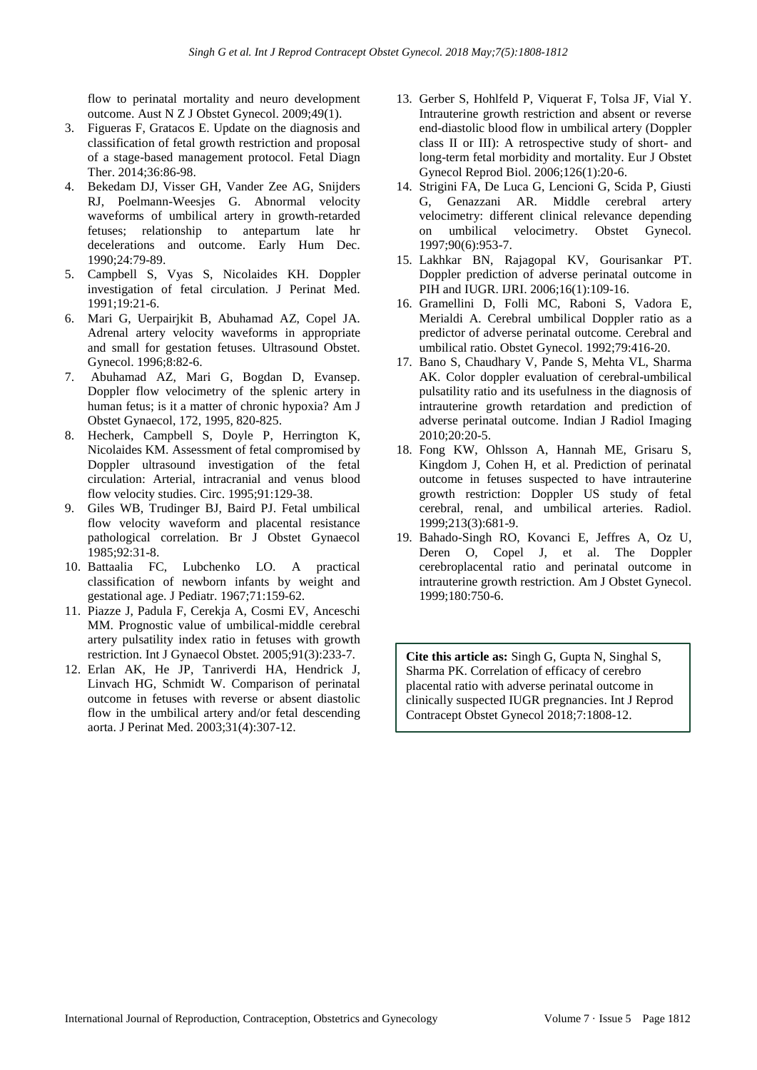flow to perinatal mortality and neuro development outcome. Aust N Z J Obstet Gynecol. 2009;49(1).

3. Figueras F, Gratacos E. Update on the diagnosis and classification of fetal growth restriction and proposal of a stage-based management protocol. Fetal Diagn Ther. 2014;36:86-98.
4. Bekedam DJ, Visser GH, Vander Zee AG, Snijders RJ, Poelmann-Weesjes G. Abnormal velocity waveforms of umbilical artery in growth-retarded fetuses; relationship to antepartum late hr decelerations and outcome. Early Hum Dec. 1990;24:79-89.
5. Campbell S, Vyas S, Nicolaides KH. Doppler investigation of fetal circulation. J Perinat Med. 1991;19:21-6.
6. Mari G, Uerpairjkit B, Abuhamad AZ, Copel JA. Adrenal artery velocity waveforms in appropriate and small for gestation fetuses. Ultrasound Obstet. Gynecol. 1996;8:82-6.
7. Abuhamad AZ, Mari G, Bogdan D, Evansep. Doppler flow velocimetry of the splenic artery in human fetus; is it a matter of chronic hypoxia? Am J Obstet Gynaecol, 172, 1995, 820-825.
8. Hecherk, Campbell S, Doyle P, Herrington K, Nicolaides KM. Assessment of fetal compromised by Doppler ultrasound investigation of the fetal circulation: Arterial, intracranial and venus blood flow velocity studies. Circ. 1995;91:129-38.
9. Giles WB, Trudinger BJ, Baird PJ. Fetal umbilical flow velocity waveform and placental resistance pathological correlation. Br J Obstet Gynaecol 1985;92:31-8.
10. Battaalia FC, Lubchenko LO. A practical classification of newborn infants by weight and gestational age. J Pediatr. 1967;71:159-62.
11. Piazze J, Padula F, Cerekja A, Cosmi EV, Anceschi MM. Prognostic value of umbilical-middle cerebral artery pulsatility index ratio in fetuses with growth restriction. Int J Gynaecol Obstet. 2005;91(3):233-7.
12. Erlan AK, He JP, Tanriverdi HA, Hendrick J, Linvach HG, Schmidt W. Comparison of perinatal outcome in fetuses with reverse or absent diastolic flow in the umbilical artery and/or fetal descending aorta. J Perinat Med. 2003;31(4):307-12.
13. Gerber S, Hohlfeld P, Viquerat F, Tolsa JF, Vial Y. Intrauterine growth restriction and absent or reverse end-diastolic blood flow in umbilical artery (Doppler class II or III): A retrospective study of short- and long-term fetal morbidity and mortality. Eur J Obstet Gynecol Reprod Biol. 2006;126(1):20-6.
14. Strigini FA, De Luca G, Lencioni G, Scida P, Giusti G, Genazzani AR. Middle cerebral artery velocimetry: different clinical relevance depending on umbilical velocimetry. Obstet Gynecol. 1997;90(6):953-7.
15. Lakhkar BN, Rajagopal KV, Gourisankar PT. Doppler prediction of adverse perinatal outcome in PIH and IUGR. IJRI. 2006;16(1):109-16.
16. Gramellini D, Folli MC, Raboni S, Vadora E, Merialdi A. Cerebral umbilical Doppler ratio as a predictor of adverse perinatal outcome. Cerebral and umbilical ratio. Obstet Gynecol. 1992;79:416-20.
17. Bano S, Chaudhary V, Pande S, Mehta VL, Sharma AK. Color doppler evaluation of cerebral-umbilical pulsatility ratio and its usefulness in the diagnosis of intrauterine growth retardation and prediction of adverse perinatal outcome. Indian J Radiol Imaging 2010;20:20-5.
18. Fong KW, Ohlsson A, Hannah ME, Grisaru S, Kingdom J, Cohen H, et al. Prediction of perinatal outcome in fetuses suspected to have intrauterine growth restriction: Doppler US study of fetal cerebral, renal, and umbilical arteries. Radiol. 1999;213(3):681-9.
19. Bahado-Singh RO, Kovanci E, Jeffres A, Oz U, Deren O, Copel J, et al. The Doppler cerebroplacental ratio and perinatal outcome in intrauterine growth restriction. Am J Obstet Gynecol. 1999;180:750-6.

**Cite this article as:** Singh G, Gupta N, Singhal S, Sharma PK. Correlation of efficacy of cerebro placental ratio with adverse perinatal outcome in clinically suspected IUGR pregnancies. Int J Reprod Contracept Obstet Gynecol 2018;7:1808-12.